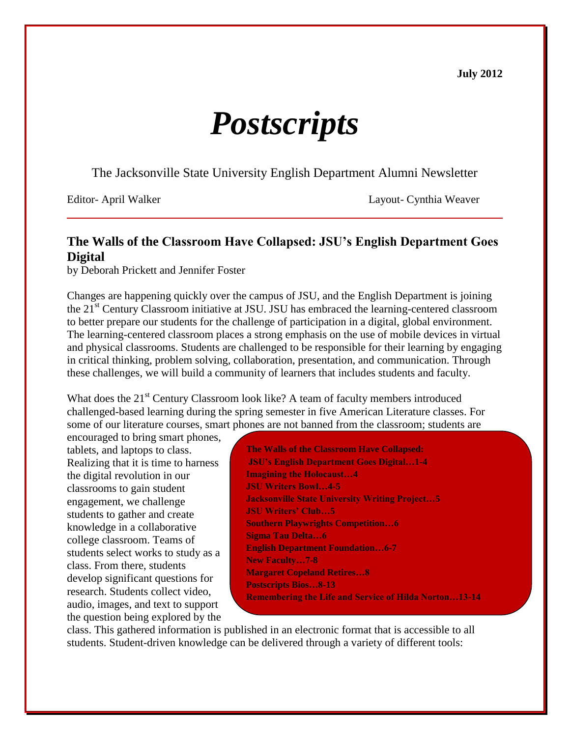July 2012

# *Postscripts*

The Jacksonville State University English Department Alumni Newsletter

Editor- April Walker

Layout- Cynthia Weaver

---

## The Walls of the Classroom Have Collapsed: JSU's English Department Goes Digital

by Deborah Prickett and Jennifer Foster

Changes are happening quickly over the campus of JSU, and the English Department is joining the 21st Century Classroom initiative at JSU. JSU has embraced the learning-centered classroom to better prepare our students for the challenge of participation in a digital, global environment. The learning-centered classroom places a strong emphasis on the use of mobile devices in virtual and physical classrooms. Students are challenged to be responsible for their learning by engaging in critical thinking, problem solving, collaboration, presentation, and communication. Through these challenges, we will build a community of learners that includes students and faculty.

What does the 21st Century Classroom look like? A team of faculty members introduced challenged-based learning during the spring semester in five American Literature classes. For some of our literature courses, smart phones are not banned from the classroom; students are encouraged to bring smart phones, tablets, and laptops to class. Realizing that it is time to harness the digital revolution in our classrooms to gain student engagement, we challenge students to gather and create knowledge in a collaborative college classroom. Teams of students select works to study as a class. From there, students develop significant questions for research. Students collect video, audio, images, and text to support the question being explored by the class. This gathered information is published in an electronic format that is accessible to all students. Student-driven knowledge can be delivered through a variety of different tools:

**The Walls of the Classroom Have Collapsed: JSU's English Department Goes Digital…1-4**
**Imagining the Holocaust…4**
**JSU Writers Bowl…4-5**
**Jacksonville State University Writing Project…5**
**JSU Writers' Club…5**
**Southern Playwrights Competition…6**
**Sigma Tau Delta…6**
**English Department Foundation…6-7**
**New Faculty…7-8**
**Margaret Copeland Retires…8**
**Postscripts Bios…8-13**
**Remembering the Life and Service of Hilda Norton…13-14**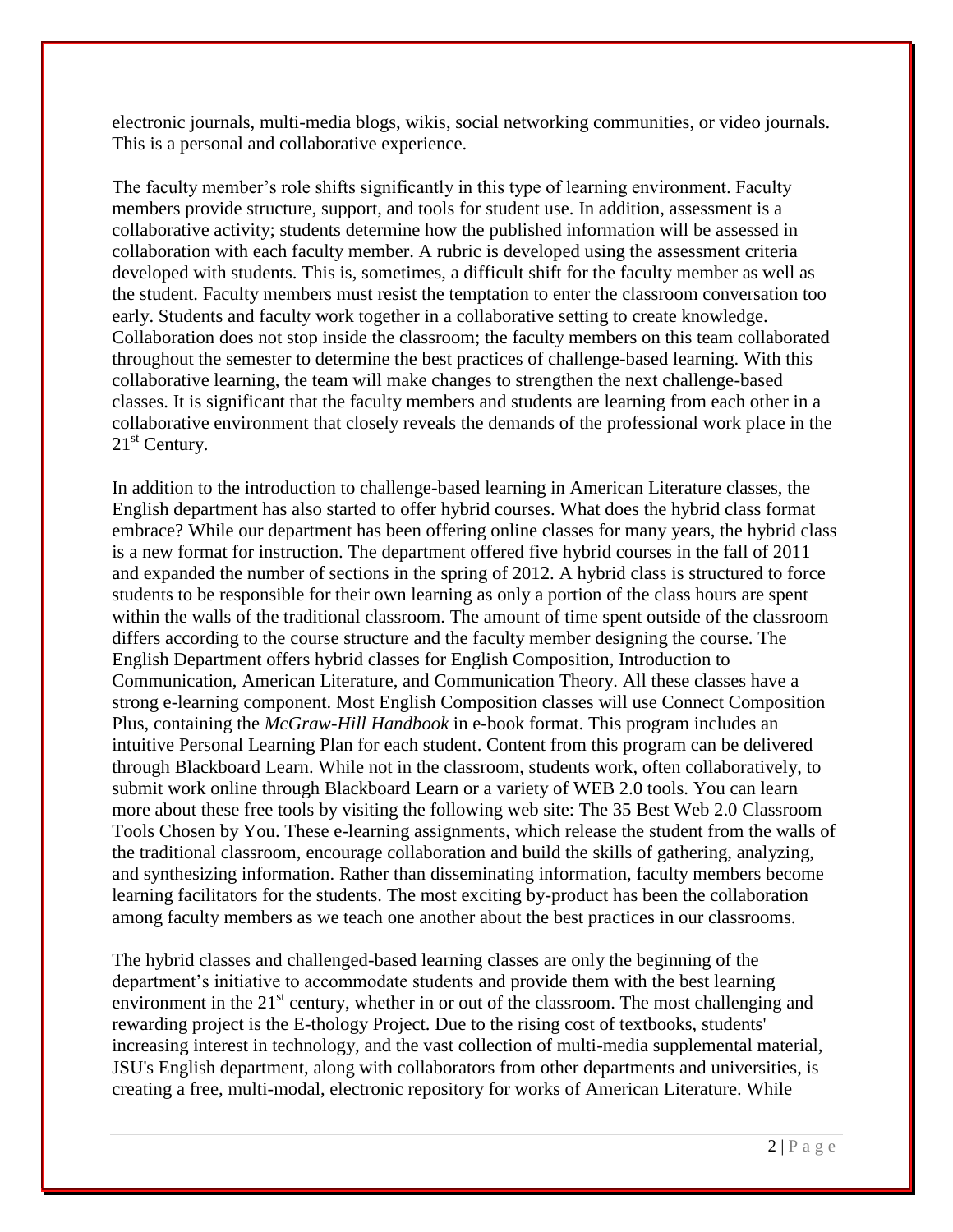electronic journals, multi-media blogs, wikis, social networking communities, or video journals. This is a personal and collaborative experience.

The faculty member's role shifts significantly in this type of learning environment. Faculty members provide structure, support, and tools for student use. In addition, assessment is a collaborative activity; students determine how the published information will be assessed in collaboration with each faculty member. A rubric is developed using the assessment criteria developed with students. This is, sometimes, a difficult shift for the faculty member as well as the student. Faculty members must resist the temptation to enter the classroom conversation too early. Students and faculty work together in a collaborative setting to create knowledge. Collaboration does not stop inside the classroom; the faculty members on this team collaborated throughout the semester to determine the best practices of challenge-based learning. With this collaborative learning, the team will make changes to strengthen the next challenge-based classes. It is significant that the faculty members and students are learning from each other in a collaborative environment that closely reveals the demands of the professional work place in the 21st Century.

In addition to the introduction to challenge-based learning in American Literature classes, the English department has also started to offer hybrid courses. What does the hybrid class format embrace? While our department has been offering online classes for many years, the hybrid class is a new format for instruction. The department offered five hybrid courses in the fall of 2011 and expanded the number of sections in the spring of 2012. A hybrid class is structured to force students to be responsible for their own learning as only a portion of the class hours are spent within the walls of the traditional classroom. The amount of time spent outside of the classroom differs according to the course structure and the faculty member designing the course. The English Department offers hybrid classes for English Composition, Introduction to Communication, American Literature, and Communication Theory. All these classes have a strong e-learning component. Most English Composition classes will use Connect Composition Plus, containing the *McGraw-Hill Handbook* in e-book format. This program includes an intuitive Personal Learning Plan for each student. Content from this program can be delivered through Blackboard Learn. While not in the classroom, students work, often collaboratively, to submit work online through Blackboard Learn or a variety of WEB 2.0 tools. You can learn more about these free tools by visiting the following web site: The 35 Best Web 2.0 Classroom Tools Chosen by You. These e-learning assignments, which release the student from the walls of the traditional classroom, encourage collaboration and build the skills of gathering, analyzing, and synthesizing information. Rather than disseminating information, faculty members become learning facilitators for the students. The most exciting by-product has been the collaboration among faculty members as we teach one another about the best practices in our classrooms.

The hybrid classes and challenged-based learning classes are only the beginning of the department's initiative to accommodate students and provide them with the best learning environment in the 21st century, whether in or out of the classroom. The most challenging and rewarding project is the E-thology Project. Due to the rising cost of textbooks, students' increasing interest in technology, and the vast collection of multi-media supplemental material, JSU's English department, along with collaborators from other departments and universities, is creating a free, multi-modal, electronic repository for works of American Literature. While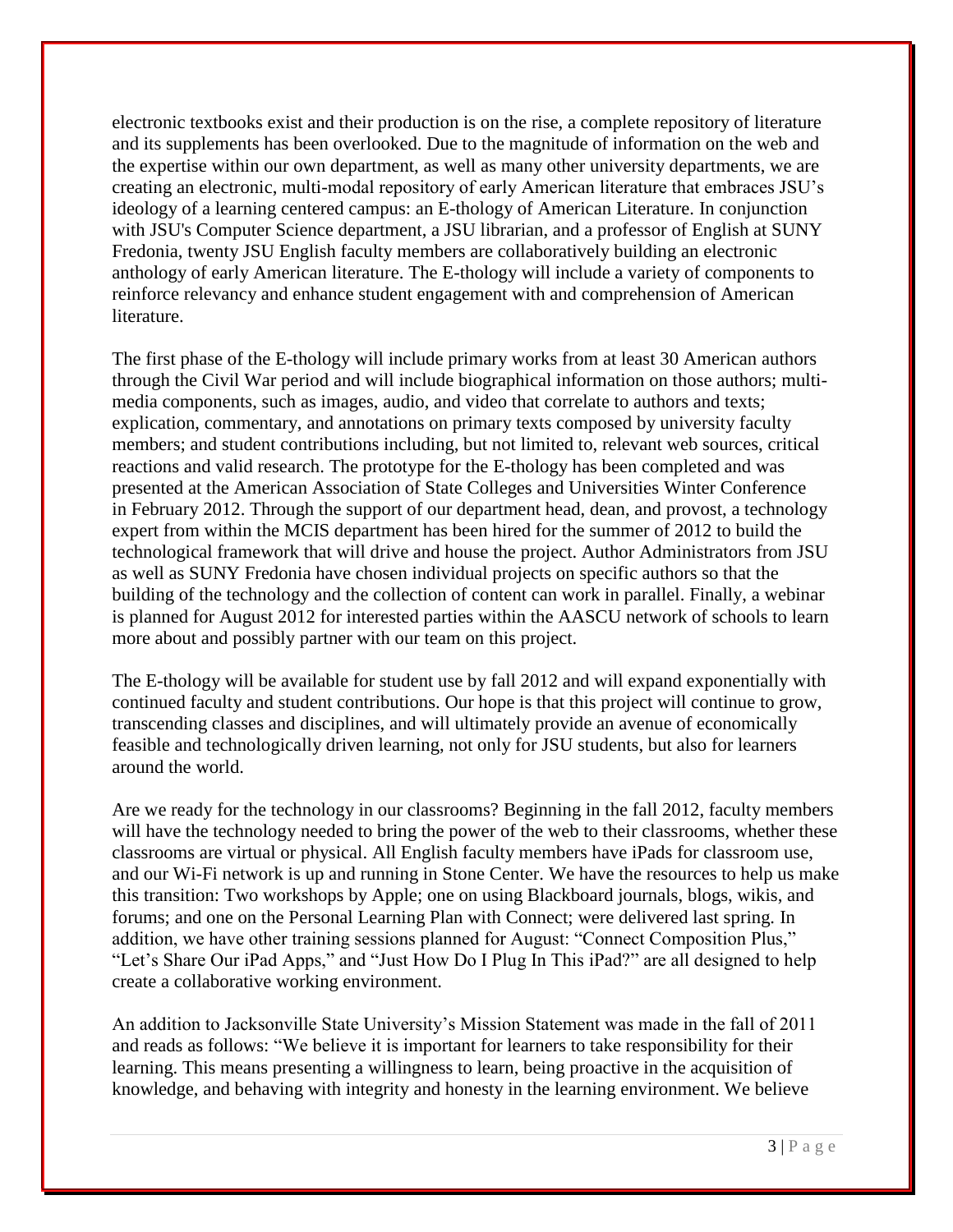electronic textbooks exist and their production is on the rise, a complete repository of literature and its supplements has been overlooked. Due to the magnitude of information on the web and the expertise within our own department, as well as many other university departments, we are creating an electronic, multi-modal repository of early American literature that embraces JSU's ideology of a learning centered campus: an E-thology of American Literature. In conjunction with JSU's Computer Science department, a JSU librarian, and a professor of English at SUNY Fredonia, twenty JSU English faculty members are collaboratively building an electronic anthology of early American literature. The E-thology will include a variety of components to reinforce relevancy and enhance student engagement with and comprehension of American literature.

The first phase of the E-thology will include primary works from at least 30 American authors through the Civil War period and will include biographical information on those authors; multi-media components, such as images, audio, and video that correlate to authors and texts; explication, commentary, and annotations on primary texts composed by university faculty members; and student contributions including, but not limited to, relevant web sources, critical reactions and valid research. The prototype for the E-thology has been completed and was presented at the American Association of State Colleges and Universities Winter Conference in February 2012. Through the support of our department head, dean, and provost, a technology expert from within the MCIS department has been hired for the summer of 2012 to build the technological framework that will drive and house the project. Author Administrators from JSU as well as SUNY Fredonia have chosen individual projects on specific authors so that the building of the technology and the collection of content can work in parallel. Finally, a webinar is planned for August 2012 for interested parties within the AASCU network of schools to learn more about and possibly partner with our team on this project.

The E-thology will be available for student use by fall 2012 and will expand exponentially with continued faculty and student contributions. Our hope is that this project will continue to grow, transcending classes and disciplines, and will ultimately provide an avenue of economically feasible and technologically driven learning, not only for JSU students, but also for learners around the world.

Are we ready for the technology in our classrooms? Beginning in the fall 2012, faculty members will have the technology needed to bring the power of the web to their classrooms, whether these classrooms are virtual or physical. All English faculty members have iPads for classroom use, and our Wi-Fi network is up and running in Stone Center. We have the resources to help us make this transition: Two workshops by Apple; one on using Blackboard journals, blogs, wikis, and forums; and one on the Personal Learning Plan with Connect; were delivered last spring. In addition, we have other training sessions planned for August: "Connect Composition Plus," "Let's Share Our iPad Apps," and "Just How Do I Plug In This iPad?" are all designed to help create a collaborative working environment.

An addition to Jacksonville State University's Mission Statement was made in the fall of 2011 and reads as follows: "We believe it is important for learners to take responsibility for their learning. This means presenting a willingness to learn, being proactive in the acquisition of knowledge, and behaving with integrity and honesty in the learning environment. We believe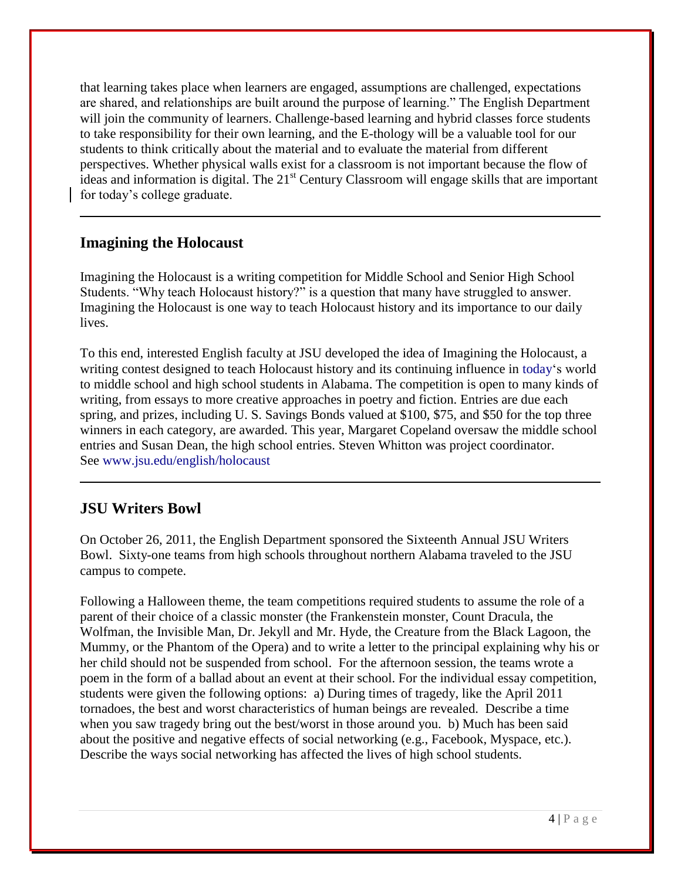that learning takes place when learners are engaged, assumptions are challenged, expectations are shared, and relationships are built around the purpose of learning." The English Department will join the community of learners. Challenge-based learning and hybrid classes force students to take responsibility for their own learning, and the E-thology will be a valuable tool for our students to think critically about the material and to evaluate the material from different perspectives. Whether physical walls exist for a classroom is not important because the flow of ideas and information is digital. The 21st Century Classroom will engage skills that are important for today's college graduate.

---

## Imagining the Holocaust

Imagining the Holocaust is a writing competition for Middle School and Senior High School Students. "Why teach Holocaust history?" is a question that many have struggled to answer. Imagining the Holocaust is one way to teach Holocaust history and its importance to our daily lives.

To this end, interested English faculty at JSU developed the idea of Imagining the Holocaust, a writing contest designed to teach Holocaust history and its continuing influence in today's world to middle school and high school students in Alabama. The competition is open to many kinds of writing, from essays to more creative approaches in poetry and fiction. Entries are due each spring, and prizes, including U. S. Savings Bonds valued at $100, $75, and $50 for the top three winners in each category, are awarded. This year, Margaret Copeland oversaw the middle school entries and Susan Dean, the high school entries. Steven Whitton was project coordinator. See www.jsu.edu/english/holocaust

---

## JSU Writers Bowl

On October 26, 2011, the English Department sponsored the Sixteenth Annual JSU Writers Bowl. Sixty-one teams from high schools throughout northern Alabama traveled to the JSU campus to compete.

Following a Halloween theme, the team competitions required students to assume the role of a parent of their choice of a classic monster (the Frankenstein monster, Count Dracula, the Wolfman, the Invisible Man, Dr. Jekyll and Mr. Hyde, the Creature from the Black Lagoon, the Mummy, or the Phantom of the Opera) and to write a letter to the principal explaining why his or her child should not be suspended from school. For the afternoon session, the teams wrote a poem in the form of a ballad about an event at their school. For the individual essay competition, students were given the following options: a) During times of tragedy, like the April 2011 tornadoes, the best and worst characteristics of human beings are revealed. Describe a time when you saw tragedy bring out the best/worst in those around you. b) Much has been said about the positive and negative effects of social networking (e.g., Facebook, Myspace, etc.). Describe the ways social networking has affected the lives of high school students.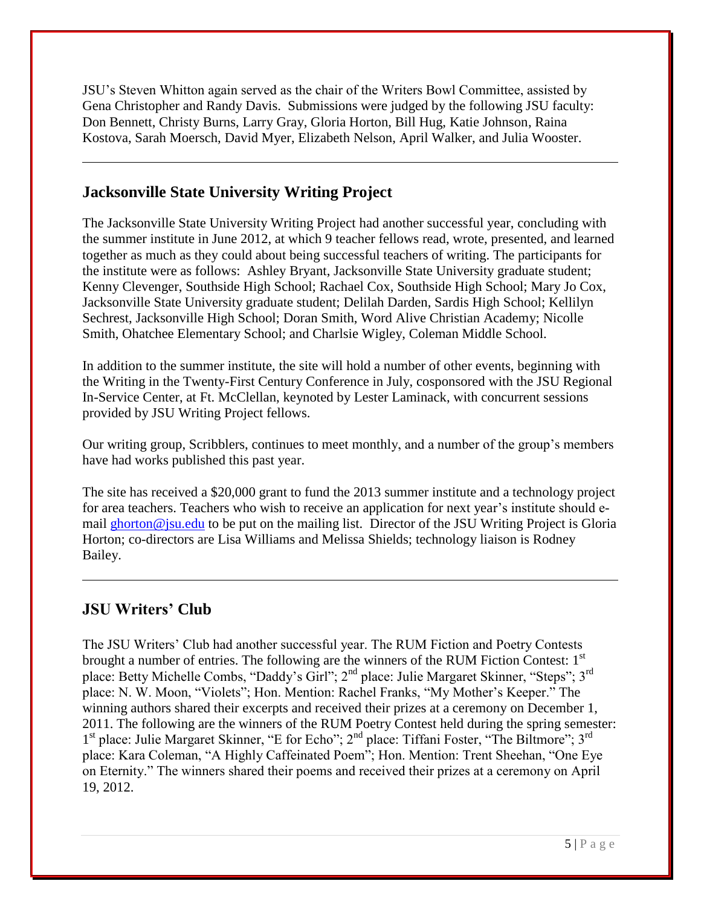JSU's Steven Whitton again served as the chair of the Writers Bowl Committee, assisted by Gena Christopher and Randy Davis. Submissions were judged by the following JSU faculty: Don Bennett, Christy Burns, Larry Gray, Gloria Horton, Bill Hug, Katie Johnson, Raina Kostova, Sarah Moersch, David Myer, Elizabeth Nelson, April Walker, and Julia Wooster.

---

## Jacksonville State University Writing Project

The Jacksonville State University Writing Project had another successful year, concluding with the summer institute in June 2012, at which 9 teacher fellows read, wrote, presented, and learned together as much as they could about being successful teachers of writing. The participants for the institute were as follows: Ashley Bryant, Jacksonville State University graduate student; Kenny Clevenger, Southside High School; Rachael Cox, Southside High School; Mary Jo Cox, Jacksonville State University graduate student; Delilah Darden, Sardis High School; Kellilyn Sechrest, Jacksonville High School; Doran Smith, Word Alive Christian Academy; Nicolle Smith, Ohatchee Elementary School; and Charlsie Wigley, Coleman Middle School.

In addition to the summer institute, the site will hold a number of other events, beginning with the Writing in the Twenty-First Century Conference in July, cosponsored with the JSU Regional In-Service Center, at Ft. McClellan, keynoted by Lester Laminack, with concurrent sessions provided by JSU Writing Project fellows.

Our writing group, Scribblers, continues to meet monthly, and a number of the group's members have had works published this past year.

The site has received a $20,000 grant to fund the 2013 summer institute and a technology project for area teachers. Teachers who wish to receive an application for next year's institute should e-mail ghorton@jsu.edu to be put on the mailing list. Director of the JSU Writing Project is Gloria Horton; co-directors are Lisa Williams and Melissa Shields; technology liaison is Rodney Bailey.

---

## JSU Writers' Club

The JSU Writers' Club had another successful year. The RUM Fiction and Poetry Contests brought a number of entries. The following are the winners of the RUM Fiction Contest: 1st place: Betty Michelle Combs, "Daddy's Girl"; 2nd place: Julie Margaret Skinner, "Steps"; 3rd place: N. W. Moon, "Violets"; Hon. Mention: Rachel Franks, "My Mother's Keeper." The winning authors shared their excerpts and received their prizes at a ceremony on December 1, 2011. The following are the winners of the RUM Poetry Contest held during the spring semester: 1st place: Julie Margaret Skinner, "E for Echo"; 2nd place: Tiffani Foster, "The Biltmore"; 3rd place: Kara Coleman, "A Highly Caffeinated Poem"; Hon. Mention: Trent Sheehan, "One Eye on Eternity." The winners shared their poems and received their prizes at a ceremony on April 19, 2012.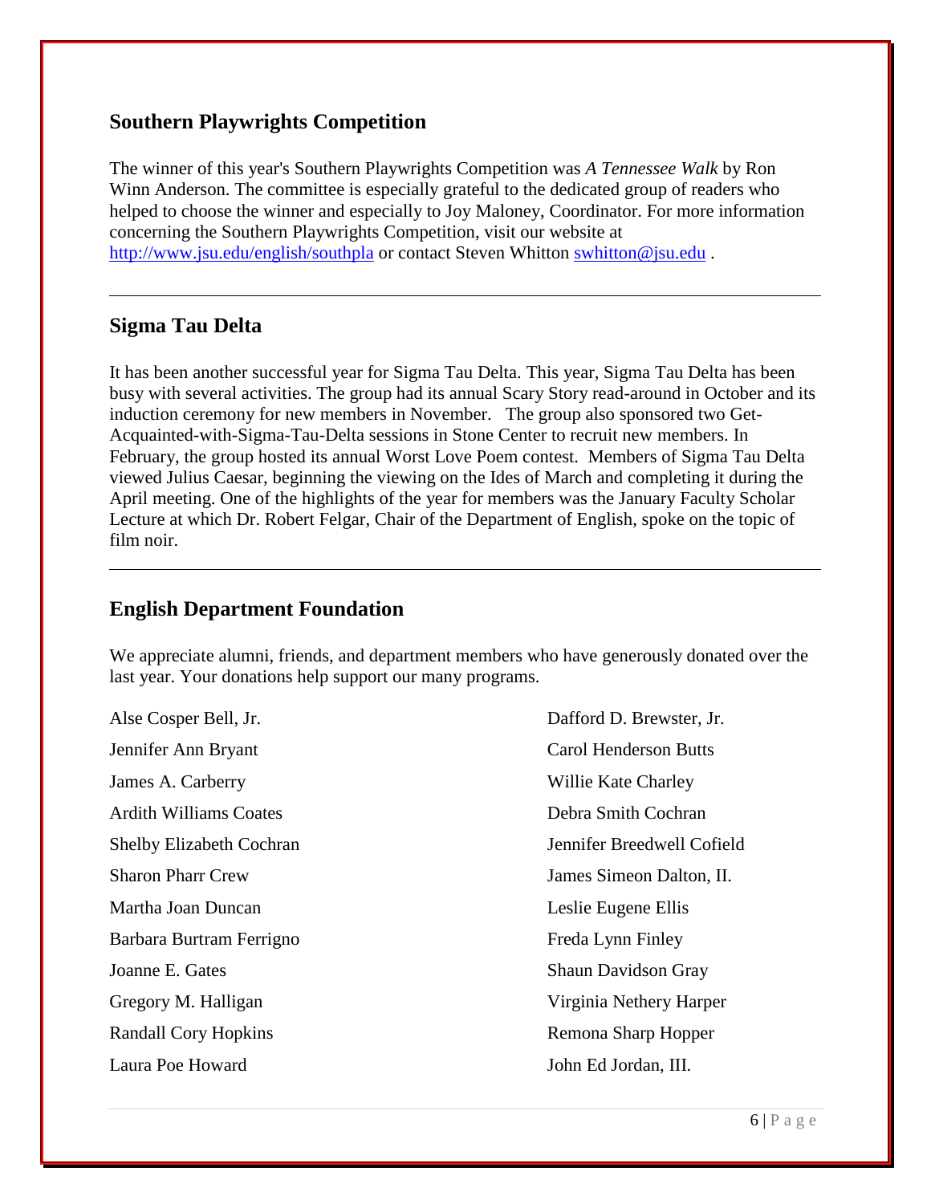## Southern Playwrights Competition

The winner of this year's Southern Playwrights Competition was *A Tennessee Walk* by Ron Winn Anderson. The committee is especially grateful to the dedicated group of readers who helped to choose the winner and especially to Joy Maloney, Coordinator. For more information concerning the Southern Playwrights Competition, visit our website at http://www.jsu.edu/english/southpla or contact Steven Whitton swhitton@jsu.edu .

---

## Sigma Tau Delta

It has been another successful year for Sigma Tau Delta. This year, Sigma Tau Delta has been busy with several activities. The group had its annual Scary Story read-around in October and its induction ceremony for new members in November. The group also sponsored two Get-Acquainted-with-Sigma-Tau-Delta sessions in Stone Center to recruit new members. In February, the group hosted its annual Worst Love Poem contest. Members of Sigma Tau Delta viewed Julius Caesar, beginning the viewing on the Ides of March and completing it during the April meeting. One of the highlights of the year for members was the January Faculty Scholar Lecture at which Dr. Robert Felgar, Chair of the Department of English, spoke on the topic of film noir.

---

## English Department Foundation

We appreciate alumni, friends, and department members who have generously donated over the last year. Your donations help support our many programs.

Alse Cosper Bell, Jr.
Dafford D. Brewster, Jr.
Jennifer Ann Bryant
Carol Henderson Butts
James A. Carberry
Willie Kate Charley
Ardith Williams Coates
Debra Smith Cochran
Shelby Elizabeth Cochran
Jennifer Breedwell Cofield
Sharon Pharr Crew
James Simeon Dalton, II.
Martha Joan Duncan
Leslie Eugene Ellis
Barbara Burtram Ferrigno
Freda Lynn Finley
Joanne E. Gates
Shaun Davidson Gray
Gregory M. Halligan
Virginia Nethery Harper
Randall Cory Hopkins
Remona Sharp Hopper
Laura Poe Howard
John Ed Jordan, III.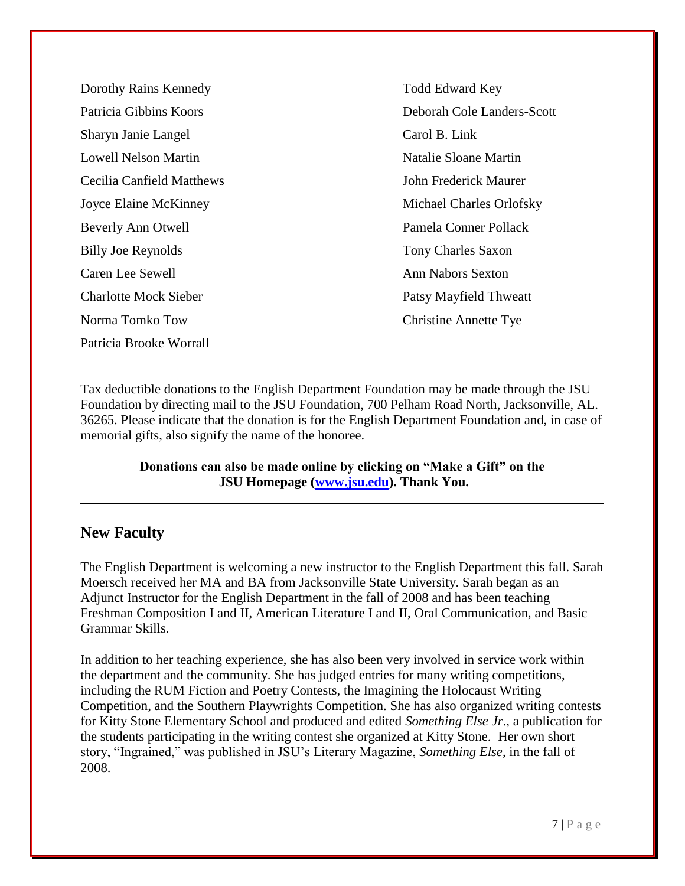Dorothy Rains Kennedy
Todd Edward Key
Patricia Gibbins Koors
Deborah Cole Landers-Scott
Sharyn Janie Langel
Carol B. Link
Lowell Nelson Martin
Natalie Sloane Martin
Cecilia Canfield Matthews
John Frederick Maurer
Joyce Elaine McKinney
Michael Charles Orlofsky
Beverly Ann Otwell
Pamela Conner Pollack
Billy Joe Reynolds
Tony Charles Saxon
Caren Lee Sewell
Ann Nabors Sexton
Charlotte Mock Sieber
Patsy Mayfield Thweatt
Norma Tomko Tow
Christine Annette Tye
Patricia Brooke Worrall

Tax deductible donations to the English Department Foundation may be made through the JSU Foundation by directing mail to the JSU Foundation, 700 Pelham Road North, Jacksonville, AL. 36265. Please indicate that the donation is for the English Department Foundation and, in case of memorial gifts, also signify the name of the honoree.

**Donations can also be made online by clicking on "Make a Gift" on the JSU Homepage ([www.jsu.edu](http://www.jsu.edu)). Thank You.**

---

## New Faculty

The English Department is welcoming a new instructor to the English Department this fall. Sarah Moersch received her MA and BA from Jacksonville State University. Sarah began as an Adjunct Instructor for the English Department in the fall of 2008 and has been teaching Freshman Composition I and II, American Literature I and II, Oral Communication, and Basic Grammar Skills.

In addition to her teaching experience, she has also been very involved in service work within the department and the community. She has judged entries for many writing competitions, including the RUM Fiction and Poetry Contests, the Imagining the Holocaust Writing Competition, and the Southern Playwrights Competition. She has also organized writing contests for Kitty Stone Elementary School and produced and edited *Something Else Jr*., a publication for the students participating in the writing contest she organized at Kitty Stone. Her own short story, "Ingrained," was published in JSU's Literary Magazine, *Something Else*, in the fall of 2008.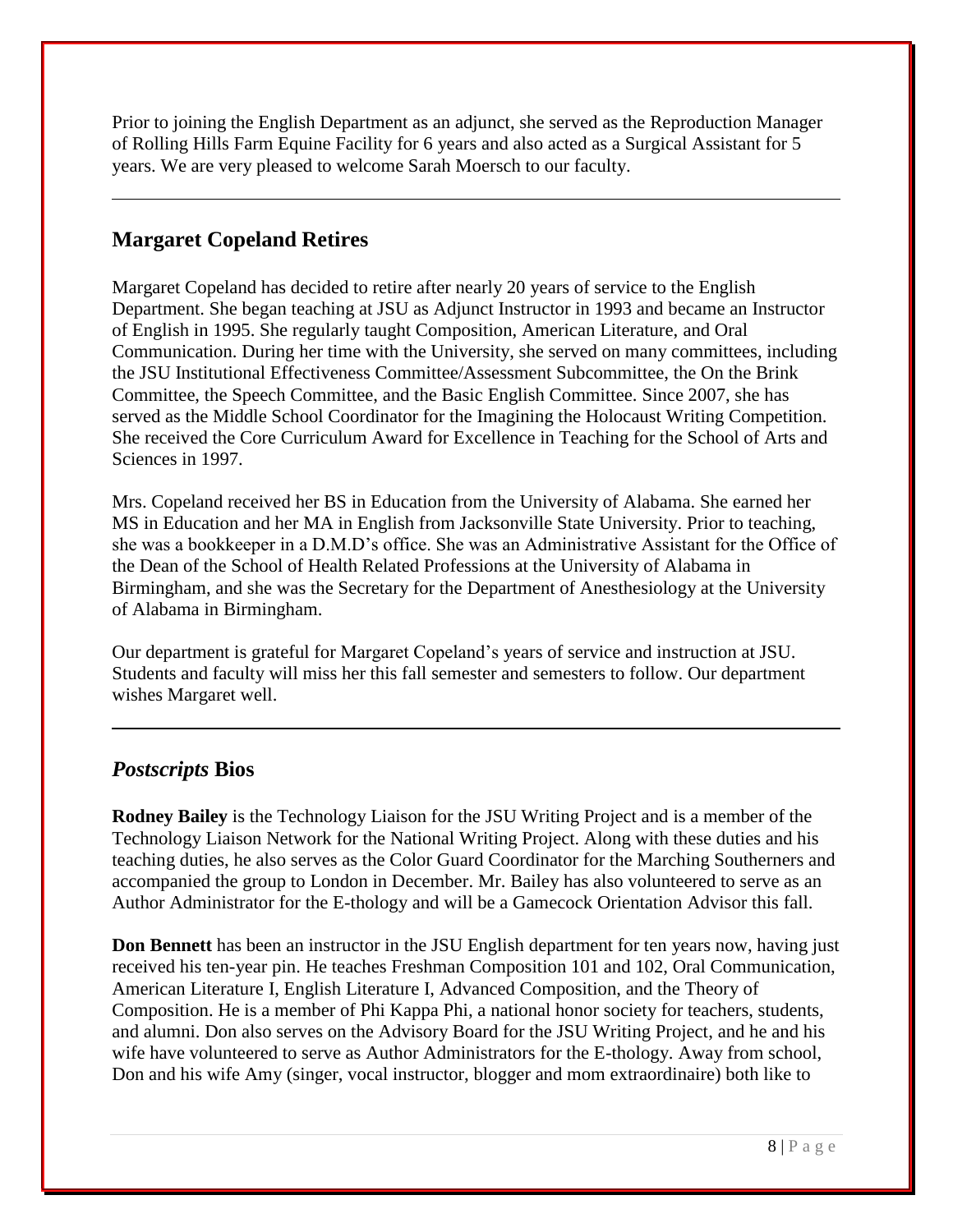Prior to joining the English Department as an adjunct, she served as the Reproduction Manager of Rolling Hills Farm Equine Facility for 6 years and also acted as a Surgical Assistant for 5 years. We are very pleased to welcome Sarah Moersch to our faculty.

---

## Margaret Copeland Retires

Margaret Copeland has decided to retire after nearly 20 years of service to the English Department. She began teaching at JSU as Adjunct Instructor in 1993 and became an Instructor of English in 1995. She regularly taught Composition, American Literature, and Oral Communication. During her time with the University, she served on many committees, including the JSU Institutional Effectiveness Committee/Assessment Subcommittee, the On the Brink Committee, the Speech Committee, and the Basic English Committee. Since 2007, she has served as the Middle School Coordinator for the Imagining the Holocaust Writing Competition. She received the Core Curriculum Award for Excellence in Teaching for the School of Arts and Sciences in 1997.

Mrs. Copeland received her BS in Education from the University of Alabama. She earned her MS in Education and her MA in English from Jacksonville State University. Prior to teaching, she was a bookkeeper in a D.M.D's office. She was an Administrative Assistant for the Office of the Dean of the School of Health Related Professions at the University of Alabama in Birmingham, and she was the Secretary for the Department of Anesthesiology at the University of Alabama in Birmingham.

Our department is grateful for Margaret Copeland's years of service and instruction at JSU. Students and faculty will miss her this fall semester and semesters to follow. Our department wishes Margaret well.

---

## *Postscripts* Bios

**Rodney Bailey** is the Technology Liaison for the JSU Writing Project and is a member of the Technology Liaison Network for the National Writing Project. Along with these duties and his teaching duties, he also serves as the Color Guard Coordinator for the Marching Southerners and accompanied the group to London in December. Mr. Bailey has also volunteered to serve as an Author Administrator for the E-thology and will be a Gamecock Orientation Advisor this fall.

**Don Bennett** has been an instructor in the JSU English department for ten years now, having just received his ten-year pin. He teaches Freshman Composition 101 and 102, Oral Communication, American Literature I, English Literature I, Advanced Composition, and the Theory of Composition. He is a member of Phi Kappa Phi, a national honor society for teachers, students, and alumni. Don also serves on the Advisory Board for the JSU Writing Project, and he and his wife have volunteered to serve as Author Administrators for the E-thology. Away from school, Don and his wife Amy (singer, vocal instructor, blogger and mom extraordinaire) both like to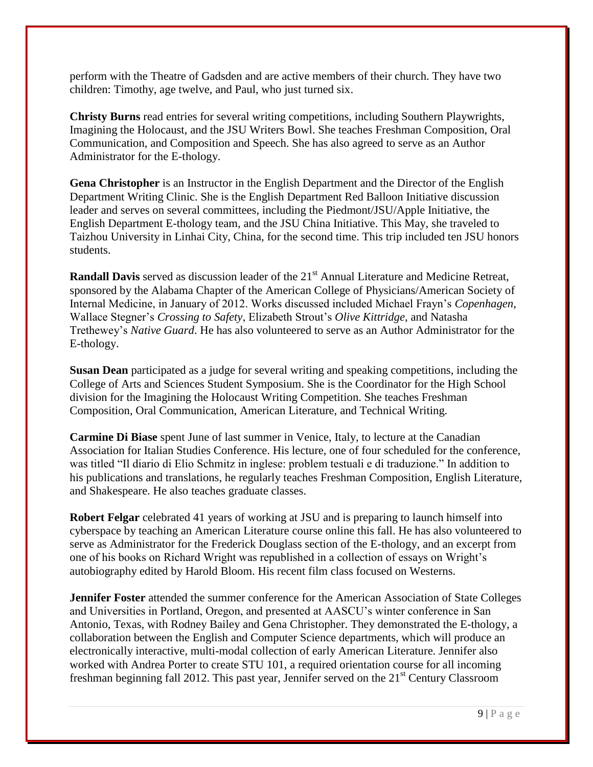perform with the Theatre of Gadsden and are active members of their church. They have two children: Timothy, age twelve, and Paul, who just turned six.

**Christy Burns** read entries for several writing competitions, including Southern Playwrights, Imagining the Holocaust, and the JSU Writers Bowl. She teaches Freshman Composition, Oral Communication, and Composition and Speech. She has also agreed to serve as an Author Administrator for the E-thology.

**Gena Christopher** is an Instructor in the English Department and the Director of the English Department Writing Clinic. She is the English Department Red Balloon Initiative discussion leader and serves on several committees, including the Piedmont/JSU/Apple Initiative, the English Department E-thology team, and the JSU China Initiative. This May, she traveled to Taizhou University in Linhai City, China, for the second time. This trip included ten JSU honors students.

**Randall Davis** served as discussion leader of the 21st Annual Literature and Medicine Retreat, sponsored by the Alabama Chapter of the American College of Physicians/American Society of Internal Medicine, in January of 2012. Works discussed included Michael Frayn's *Copenhagen*, Wallace Stegner's *Crossing to Safety*, Elizabeth Strout's *Olive Kittridge*, and Natasha Trethewey's *Native Guard*. He has also volunteered to serve as an Author Administrator for the E-thology.

**Susan Dean** participated as a judge for several writing and speaking competitions, including the College of Arts and Sciences Student Symposium. She is the Coordinator for the High School division for the Imagining the Holocaust Writing Competition. She teaches Freshman Composition, Oral Communication, American Literature, and Technical Writing.

**Carmine Di Biase** spent June of last summer in Venice, Italy, to lecture at the Canadian Association for Italian Studies Conference. His lecture, one of four scheduled for the conference, was titled "Il diario di Elio Schmitz in inglese: problem testuali e di traduzione." In addition to his publications and translations, he regularly teaches Freshman Composition, English Literature, and Shakespeare. He also teaches graduate classes.

**Robert Felgar** celebrated 41 years of working at JSU and is preparing to launch himself into cyberspace by teaching an American Literature course online this fall. He has also volunteered to serve as Administrator for the Frederick Douglass section of the E-thology, and an excerpt from one of his books on Richard Wright was republished in a collection of essays on Wright's autobiography edited by Harold Bloom. His recent film class focused on Westerns.

**Jennifer Foster** attended the summer conference for the American Association of State Colleges and Universities in Portland, Oregon, and presented at AASCU's winter conference in San Antonio, Texas, with Rodney Bailey and Gena Christopher. They demonstrated the E-thology, a collaboration between the English and Computer Science departments, which will produce an electronically interactive, multi-modal collection of early American Literature. Jennifer also worked with Andrea Porter to create STU 101, a required orientation course for all incoming freshman beginning fall 2012. This past year, Jennifer served on the 21st Century Classroom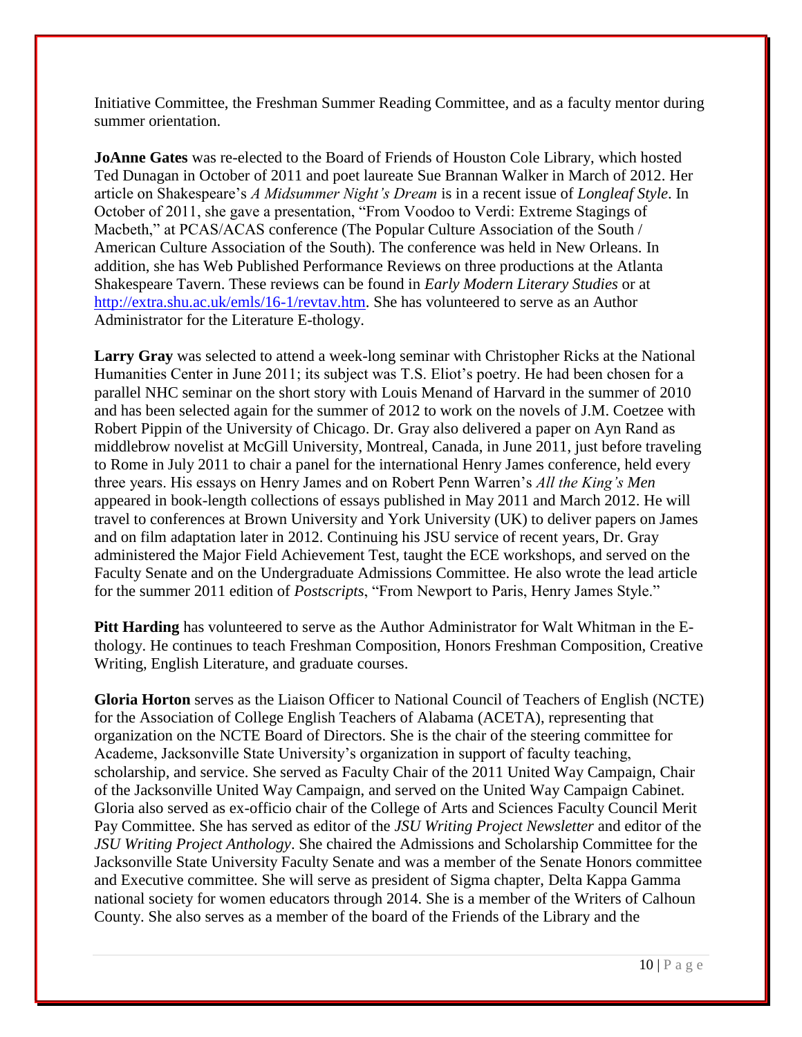Initiative Committee, the Freshman Summer Reading Committee, and as a faculty mentor during summer orientation.

**JoAnne Gates** was re-elected to the Board of Friends of Houston Cole Library, which hosted Ted Dunagan in October of 2011 and poet laureate Sue Brannan Walker in March of 2012. Her article on Shakespeare's *A Midsummer Night's Dream* is in a recent issue of *Longleaf Style*. In October of 2011, she gave a presentation, "From Voodoo to Verdi: Extreme Stagings of Macbeth," at PCAS/ACAS conference (The Popular Culture Association of the South / American Culture Association of the South). The conference was held in New Orleans. In addition, she has Web Published Performance Reviews on three productions at the Atlanta Shakespeare Tavern. These reviews can be found in *Early Modern Literary Studies* or at [http://extra.shu.ac.uk/emls/16-1/revtav.htm](http://extra.shu.ac.uk/emls/16-1/revtav.htm). She has volunteered to serve as an Author Administrator for the Literature E-thology.

**Larry Gray** was selected to attend a week-long seminar with Christopher Ricks at the National Humanities Center in June 2011; its subject was T.S. Eliot's poetry. He had been chosen for a parallel NHC seminar on the short story with Louis Menand of Harvard in the summer of 2010 and has been selected again for the summer of 2012 to work on the novels of J.M. Coetzee with Robert Pippin of the University of Chicago. Dr. Gray also delivered a paper on Ayn Rand as middlebrow novelist at McGill University, Montreal, Canada, in June 2011, just before traveling to Rome in July 2011 to chair a panel for the international Henry James conference, held every three years. His essays on Henry James and on Robert Penn Warren's *All the King's Men* appeared in book-length collections of essays published in May 2011 and March 2012. He will travel to conferences at Brown University and York University (UK) to deliver papers on James and on film adaptation later in 2012. Continuing his JSU service of recent years, Dr. Gray administered the Major Field Achievement Test, taught the ECE workshops, and served on the Faculty Senate and on the Undergraduate Admissions Committee. He also wrote the lead article for the summer 2011 edition of *Postscripts*, "From Newport to Paris, Henry James Style."

**Pitt Harding** has volunteered to serve as the Author Administrator for Walt Whitman in the E-thology. He continues to teach Freshman Composition, Honors Freshman Composition, Creative Writing, English Literature, and graduate courses.

**Gloria Horton** serves as the Liaison Officer to National Council of Teachers of English (NCTE) for the Association of College English Teachers of Alabama (ACETA), representing that organization on the NCTE Board of Directors. She is the chair of the steering committee for Academe, Jacksonville State University's organization in support of faculty teaching, scholarship, and service. She served as Faculty Chair of the 2011 United Way Campaign, Chair of the Jacksonville United Way Campaign, and served on the United Way Campaign Cabinet. Gloria also served as ex-officio chair of the College of Arts and Sciences Faculty Council Merit Pay Committee. She has served as editor of the *JSU Writing Project Newsletter* and editor of the *JSU Writing Project Anthology*. She chaired the Admissions and Scholarship Committee for the Jacksonville State University Faculty Senate and was a member of the Senate Honors committee and Executive committee. She will serve as president of Sigma chapter, Delta Kappa Gamma national society for women educators through 2014. She is a member of the Writers of Calhoun County. She also serves as a member of the board of the Friends of the Library and the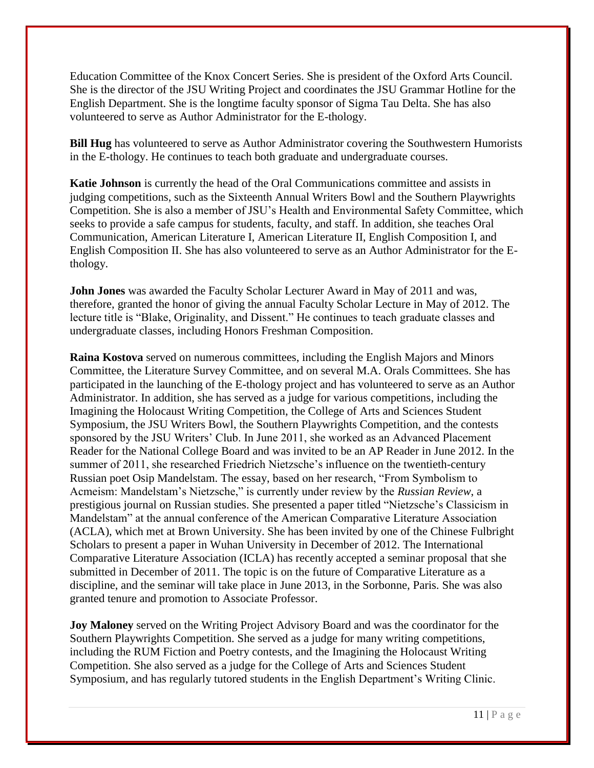Education Committee of the Knox Concert Series. She is president of the Oxford Arts Council. She is the director of the JSU Writing Project and coordinates the JSU Grammar Hotline for the English Department. She is the longtime faculty sponsor of Sigma Tau Delta. She has also volunteered to serve as Author Administrator for the E-thology.

**Bill Hug** has volunteered to serve as Author Administrator covering the Southwestern Humorists in the E-thology. He continues to teach both graduate and undergraduate courses.

**Katie Johnson** is currently the head of the Oral Communications committee and assists in judging competitions, such as the Sixteenth Annual Writers Bowl and the Southern Playwrights Competition. She is also a member of JSU's Health and Environmental Safety Committee, which seeks to provide a safe campus for students, faculty, and staff. In addition, she teaches Oral Communication, American Literature I, American Literature II, English Composition I, and English Composition II. She has also volunteered to serve as an Author Administrator for the E-thology.

**John Jones** was awarded the Faculty Scholar Lecturer Award in May of 2011 and was, therefore, granted the honor of giving the annual Faculty Scholar Lecture in May of 2012. The lecture title is "Blake, Originality, and Dissent." He continues to teach graduate classes and undergraduate classes, including Honors Freshman Composition.

**Raina Kostova** served on numerous committees, including the English Majors and Minors Committee, the Literature Survey Committee, and on several M.A. Orals Committees. She has participated in the launching of the E-thology project and has volunteered to serve as an Author Administrator. In addition, she has served as a judge for various competitions, including the Imagining the Holocaust Writing Competition, the College of Arts and Sciences Student Symposium, the JSU Writers Bowl, the Southern Playwrights Competition, and the contests sponsored by the JSU Writers' Club. In June 2011, she worked as an Advanced Placement Reader for the National College Board and was invited to be an AP Reader in June 2012. In the summer of 2011, she researched Friedrich Nietzsche's influence on the twentieth-century Russian poet Osip Mandelstam. The essay, based on her research, "From Symbolism to Acmeism: Mandelstam's Nietzsche," is currently under review by the *Russian Review*, a prestigious journal on Russian studies. She presented a paper titled "Nietzsche's Classicism in Mandelstam" at the annual conference of the American Comparative Literature Association (ACLA), which met at Brown University. She has been invited by one of the Chinese Fulbright Scholars to present a paper in Wuhan University in December of 2012. The International Comparative Literature Association (ICLA) has recently accepted a seminar proposal that she submitted in December of 2011. The topic is on the future of Comparative Literature as a discipline, and the seminar will take place in June 2013, in the Sorbonne, Paris. She was also granted tenure and promotion to Associate Professor.

**Joy Maloney** served on the Writing Project Advisory Board and was the coordinator for the Southern Playwrights Competition. She served as a judge for many writing competitions, including the RUM Fiction and Poetry contests, and the Imagining the Holocaust Writing Competition. She also served as a judge for the College of Arts and Sciences Student Symposium, and has regularly tutored students in the English Department's Writing Clinic.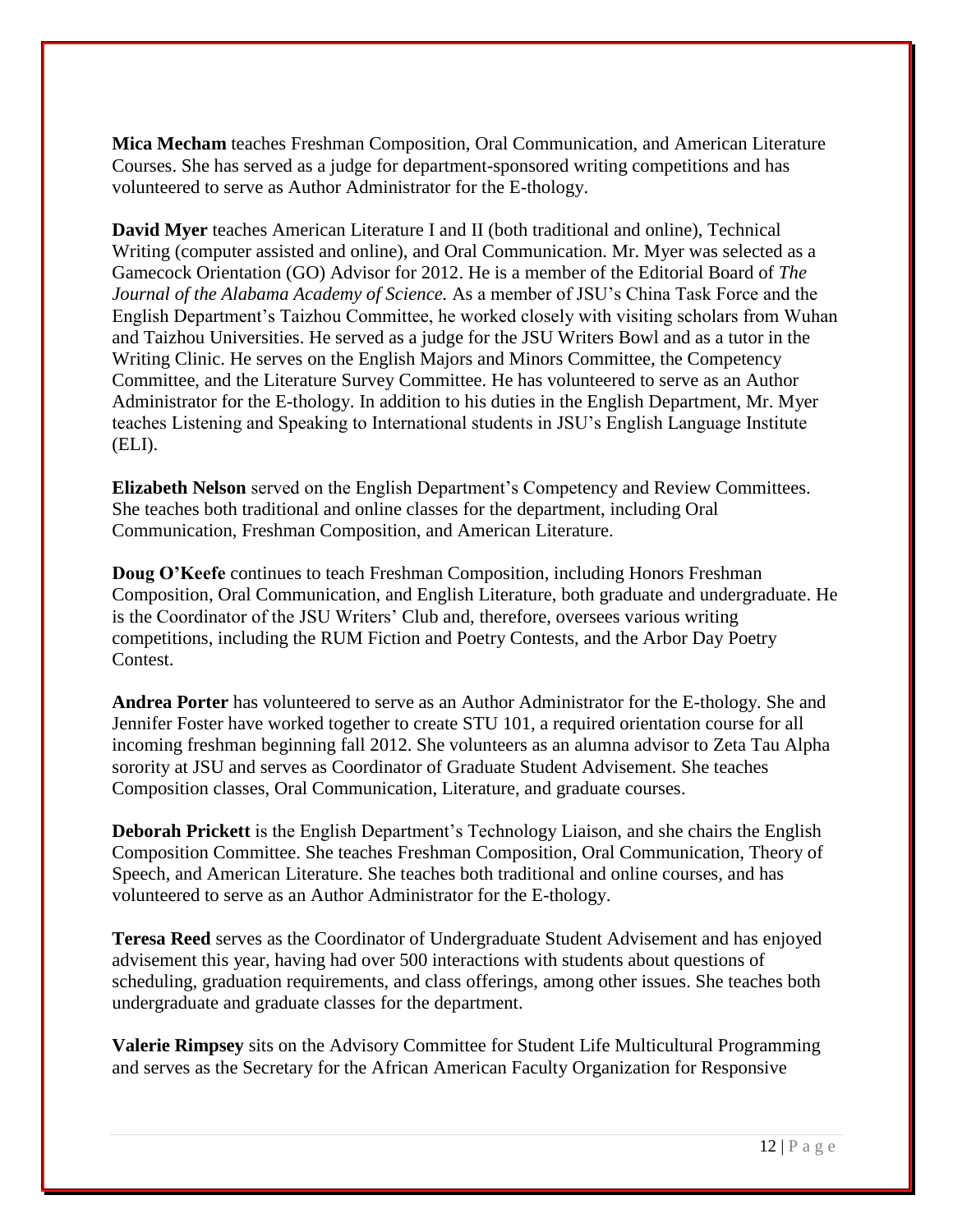**Mica Mecham** teaches Freshman Composition, Oral Communication, and American Literature Courses. She has served as a judge for department-sponsored writing competitions and has volunteered to serve as Author Administrator for the E-thology.

**David Myer** teaches American Literature I and II (both traditional and online), Technical Writing (computer assisted and online), and Oral Communication. Mr. Myer was selected as a Gamecock Orientation (GO) Advisor for 2012. He is a member of the Editorial Board of *The Journal of the Alabama Academy of Science.* As a member of JSU's China Task Force and the English Department's Taizhou Committee, he worked closely with visiting scholars from Wuhan and Taizhou Universities. He served as a judge for the JSU Writers Bowl and as a tutor in the Writing Clinic. He serves on the English Majors and Minors Committee, the Competency Committee, and the Literature Survey Committee. He has volunteered to serve as an Author Administrator for the E-thology. In addition to his duties in the English Department, Mr. Myer teaches Listening and Speaking to International students in JSU's English Language Institute (ELI).

**Elizabeth Nelson** served on the English Department's Competency and Review Committees. She teaches both traditional and online classes for the department, including Oral Communication, Freshman Composition, and American Literature.

**Doug O'Keefe** continues to teach Freshman Composition, including Honors Freshman Composition, Oral Communication, and English Literature, both graduate and undergraduate. He is the Coordinator of the JSU Writers' Club and, therefore, oversees various writing competitions, including the RUM Fiction and Poetry Contests, and the Arbor Day Poetry Contest.

**Andrea Porter** has volunteered to serve as an Author Administrator for the E-thology. She and Jennifer Foster have worked together to create STU 101, a required orientation course for all incoming freshman beginning fall 2012. She volunteers as an alumna advisor to Zeta Tau Alpha sorority at JSU and serves as Coordinator of Graduate Student Advisement. She teaches Composition classes, Oral Communication, Literature, and graduate courses.

**Deborah Prickett** is the English Department's Technology Liaison, and she chairs the English Composition Committee. She teaches Freshman Composition, Oral Communication, Theory of Speech, and American Literature. She teaches both traditional and online courses, and has volunteered to serve as an Author Administrator for the E-thology.

**Teresa Reed** serves as the Coordinator of Undergraduate Student Advisement and has enjoyed advisement this year, having had over 500 interactions with students about questions of scheduling, graduation requirements, and class offerings, among other issues. She teaches both undergraduate and graduate classes for the department.

**Valerie Rimpsey** sits on the Advisory Committee for Student Life Multicultural Programming and serves as the Secretary for the African American Faculty Organization for Responsive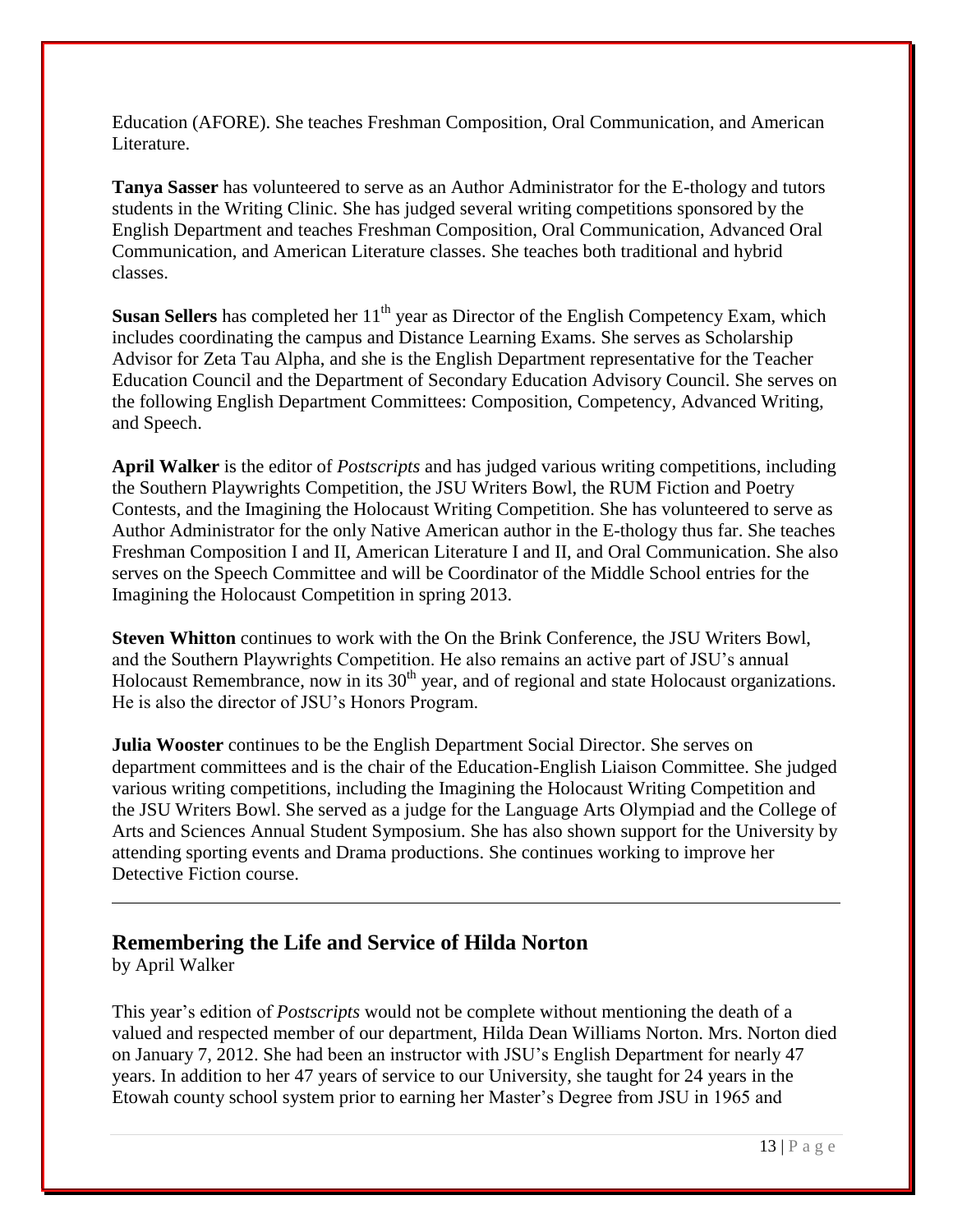Education (AFORE). She teaches Freshman Composition, Oral Communication, and American Literature.

**Tanya Sasser** has volunteered to serve as an Author Administrator for the E-thology and tutors students in the Writing Clinic. She has judged several writing competitions sponsored by the English Department and teaches Freshman Composition, Oral Communication, Advanced Oral Communication, and American Literature classes. She teaches both traditional and hybrid classes.

**Susan Sellers** has completed her 11th year as Director of the English Competency Exam, which includes coordinating the campus and Distance Learning Exams. She serves as Scholarship Advisor for Zeta Tau Alpha, and she is the English Department representative for the Teacher Education Council and the Department of Secondary Education Advisory Council. She serves on the following English Department Committees: Composition, Competency, Advanced Writing, and Speech.

**April Walker** is the editor of *Postscripts* and has judged various writing competitions, including the Southern Playwrights Competition, the JSU Writers Bowl, the RUM Fiction and Poetry Contests, and the Imagining the Holocaust Writing Competition. She has volunteered to serve as Author Administrator for the only Native American author in the E-thology thus far. She teaches Freshman Composition I and II, American Literature I and II, and Oral Communication. She also serves on the Speech Committee and will be Coordinator of the Middle School entries for the Imagining the Holocaust Competition in spring 2013.

**Steven Whitton** continues to work with the On the Brink Conference, the JSU Writers Bowl, and the Southern Playwrights Competition. He also remains an active part of JSU's annual Holocaust Remembrance, now in its 30th year, and of regional and state Holocaust organizations. He is also the director of JSU's Honors Program.

**Julia Wooster** continues to be the English Department Social Director. She serves on department committees and is the chair of the Education-English Liaison Committee. She judged various writing competitions, including the Imagining the Holocaust Writing Competition and the JSU Writers Bowl. She served as a judge for the Language Arts Olympiad and the College of Arts and Sciences Annual Student Symposium. She has also shown support for the University by attending sporting events and Drama productions. She continues working to improve her Detective Fiction course.

---

## Remembering the Life and Service of Hilda Norton

by April Walker

This year's edition of *Postscripts* would not be complete without mentioning the death of a valued and respected member of our department, Hilda Dean Williams Norton. Mrs. Norton died on January 7, 2012. She had been an instructor with JSU's English Department for nearly 47 years. In addition to her 47 years of service to our University, she taught for 24 years in the Etowah county school system prior to earning her Master's Degree from JSU in 1965 and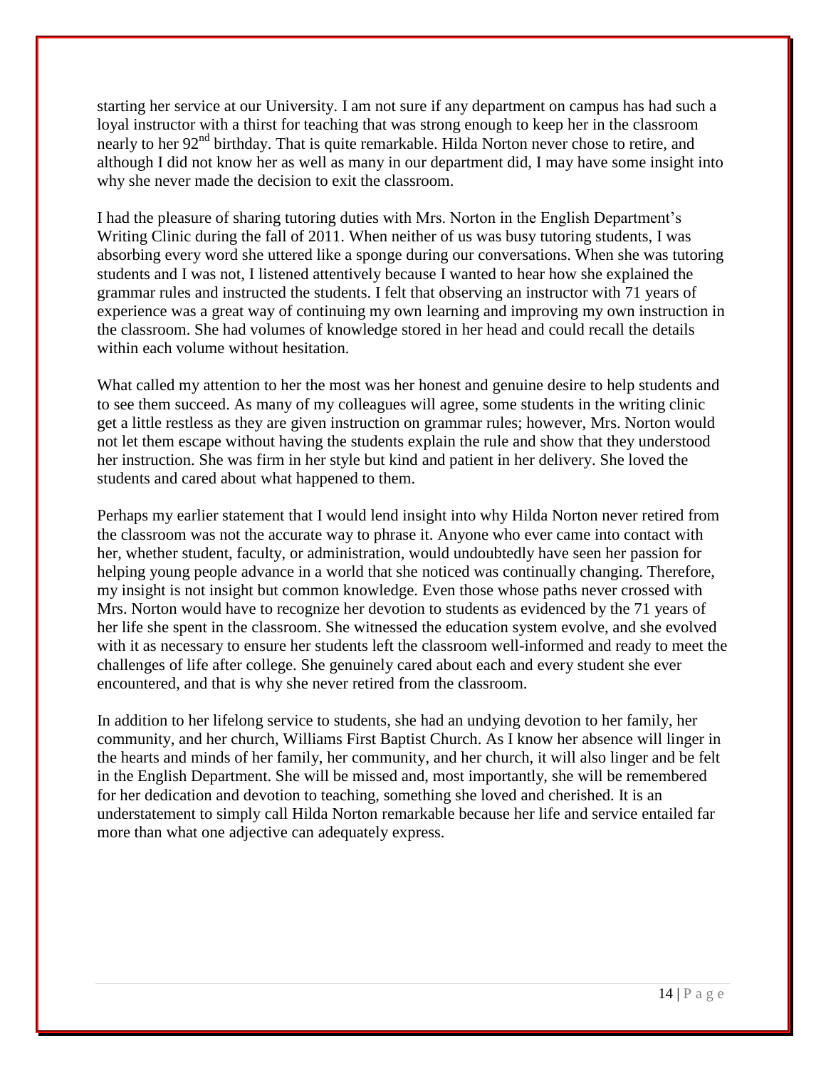starting her service at our University. I am not sure if any department on campus has had such a loyal instructor with a thirst for teaching that was strong enough to keep her in the classroom nearly to her 92nd birthday. That is quite remarkable. Hilda Norton never chose to retire, and although I did not know her as well as many in our department did, I may have some insight into why she never made the decision to exit the classroom.

I had the pleasure of sharing tutoring duties with Mrs. Norton in the English Department's Writing Clinic during the fall of 2011. When neither of us was busy tutoring students, I was absorbing every word she uttered like a sponge during our conversations. When she was tutoring students and I was not, I listened attentively because I wanted to hear how she explained the grammar rules and instructed the students. I felt that observing an instructor with 71 years of experience was a great way of continuing my own learning and improving my own instruction in the classroom. She had volumes of knowledge stored in her head and could recall the details within each volume without hesitation.

What called my attention to her the most was her honest and genuine desire to help students and to see them succeed. As many of my colleagues will agree, some students in the writing clinic get a little restless as they are given instruction on grammar rules; however, Mrs. Norton would not let them escape without having the students explain the rule and show that they understood her instruction. She was firm in her style but kind and patient in her delivery. She loved the students and cared about what happened to them.

Perhaps my earlier statement that I would lend insight into why Hilda Norton never retired from the classroom was not the accurate way to phrase it. Anyone who ever came into contact with her, whether student, faculty, or administration, would undoubtedly have seen her passion for helping young people advance in a world that she noticed was continually changing. Therefore, my insight is not insight but common knowledge. Even those whose paths never crossed with Mrs. Norton would have to recognize her devotion to students as evidenced by the 71 years of her life she spent in the classroom. She witnessed the education system evolve, and she evolved with it as necessary to ensure her students left the classroom well-informed and ready to meet the challenges of life after college. She genuinely cared about each and every student she ever encountered, and that is why she never retired from the classroom.

In addition to her lifelong service to students, she had an undying devotion to her family, her community, and her church, Williams First Baptist Church. As I know her absence will linger in the hearts and minds of her family, her community, and her church, it will also linger and be felt in the English Department. She will be missed and, most importantly, she will be remembered for her dedication and devotion to teaching, something she loved and cherished. It is an understatement to simply call Hilda Norton remarkable because her life and service entailed far more than what one adjective can adequately express.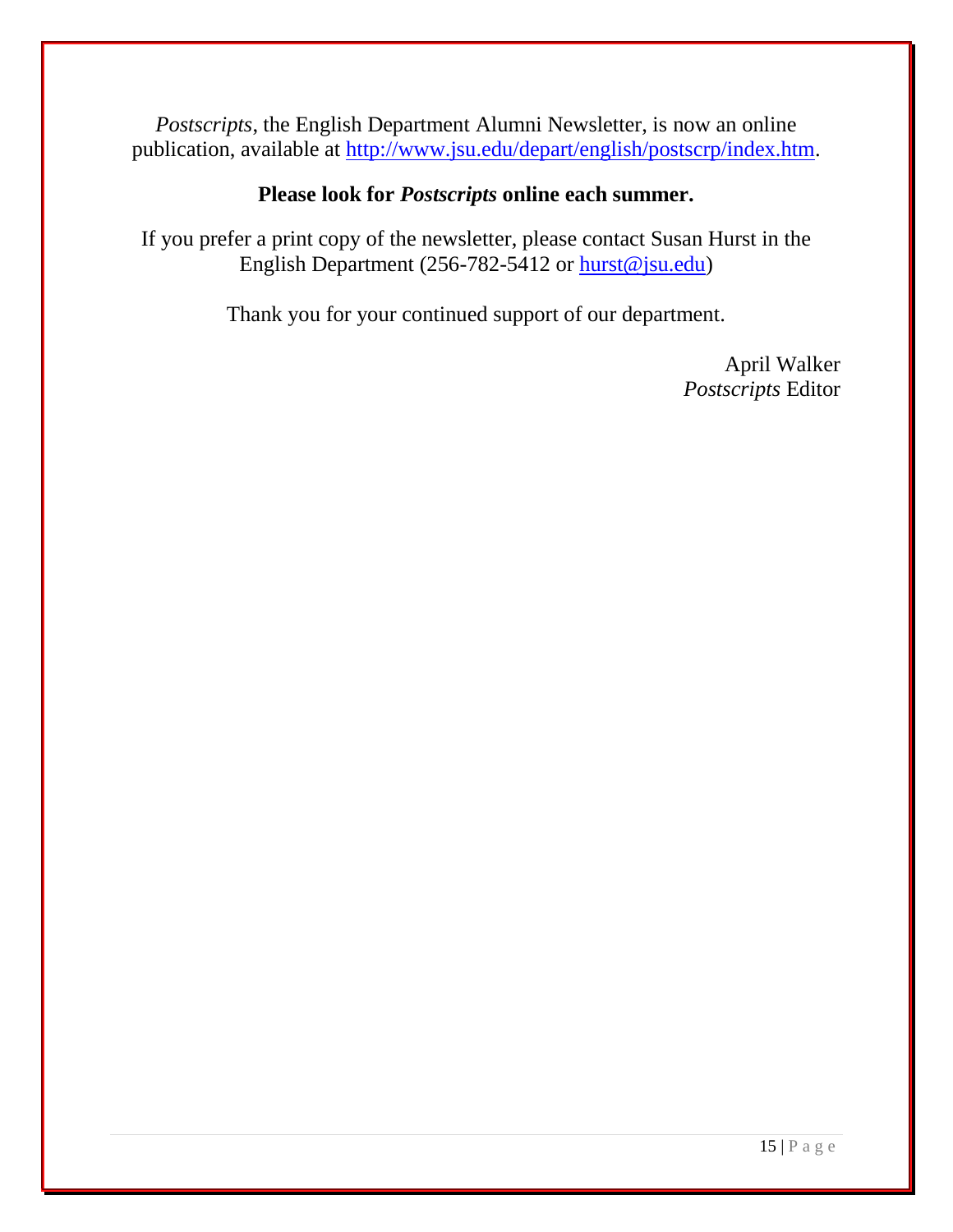*Postscripts*, the English Department Alumni Newsletter, is now an online publication, available at http://www.jsu.edu/depart/english/postscrp/index.htm.

**Please look for *Postscripts* online each summer.**

If you prefer a print copy of the newsletter, please contact Susan Hurst in the English Department (256-782-5412 or hurst@jsu.edu)

Thank you for your continued support of our department.

April Walker
*Postscripts* Editor